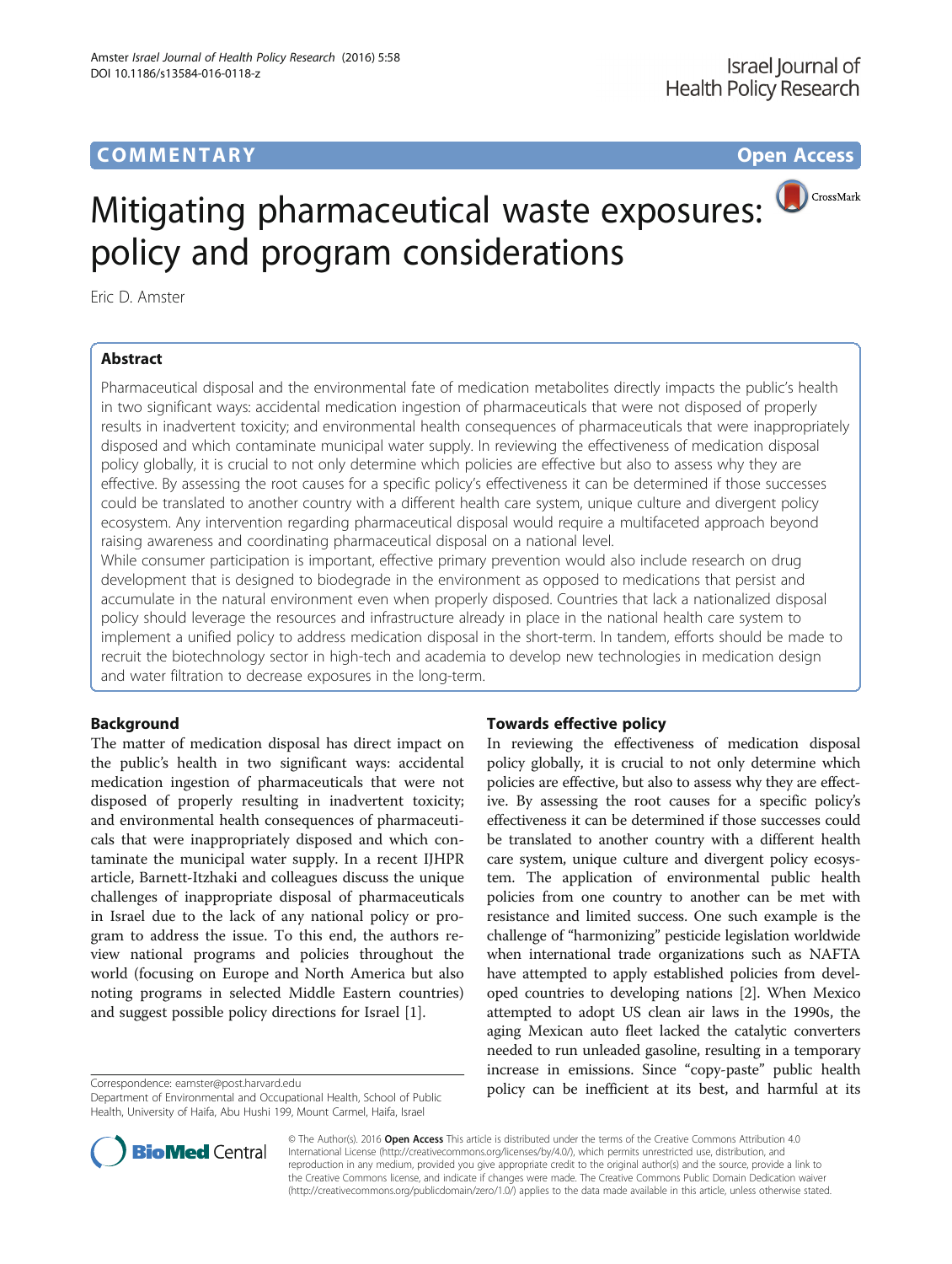COMMENTARY

Open Access

# Mitigating pharmaceutical waste exposures: policy and program considerations

Eric D. Amster

## Abstract

Pharmaceutical disposal and the environmental fate of medication metabolites directly impacts the public's health in two significant ways: accidental medication ingestion of pharmaceuticals that were not disposed of properly results in inadvertent toxicity; and environmental health consequences of pharmaceuticals that were inappropriately disposed and which contaminate municipal water supply. In reviewing the effectiveness of medication disposal policy globally, it is crucial to not only determine which policies are effective but also to assess why they are effective. By assessing the root causes for a specific policy's effectiveness it can be determined if those successes could be translated to another country with a different health care system, unique culture and divergent policy ecosystem. Any intervention regarding pharmaceutical disposal would require a multifaceted approach beyond raising awareness and coordinating pharmaceutical disposal on a national level.

While consumer participation is important, effective primary prevention would also include research on drug development that is designed to biodegrade in the environment as opposed to medications that persist and accumulate in the natural environment even when properly disposed. Countries that lack a nationalized disposal policy should leverage the resources and infrastructure already in place in the national health care system to implement a unified policy to address medication disposal in the short-term. In tandem, efforts should be made to recruit the biotechnology sector in high-tech and academia to develop new technologies in medication design and water filtration to decrease exposures in the long-term.

## Background

The matter of medication disposal has direct impact on the public's health in two significant ways: accidental medication ingestion of pharmaceuticals that were not disposed of properly resulting in inadvertent toxicity; and environmental health consequences of pharmaceuticals that were inappropriately disposed and which contaminate the municipal water supply. In a recent IJHPR article, Barnett-Itzhaki and colleagues discuss the unique challenges of inappropriate disposal of pharmaceuticals in Israel due to the lack of any national policy or program to address the issue. To this end, the authors review national programs and policies throughout the world (focusing on Europe and North America but also noting programs in selected Middle Eastern countries) and suggest possible policy directions for Israel [1].

## Towards effective policy

In reviewing the effectiveness of medication disposal policy globally, it is crucial to not only determine which policies are effective, but also to assess why they are effective. By assessing the root causes for a specific policy's effectiveness it can be determined if those successes could be translated to another country with a different health care system, unique culture and divergent policy ecosystem. The application of environmental public health policies from one country to another can be met with resistance and limited success. One such example is the challenge of "harmonizing" pesticide legislation worldwide when international trade organizations such as NAFTA have attempted to apply established policies from developed countries to developing nations [2]. When Mexico attempted to adopt US clean air laws in the 1990s, the aging Mexican auto fleet lacked the catalytic converters needed to run unleaded gasoline, resulting in a temporary increase in emissions. Since "copy-paste" public health policy can be inefficient at its best, and harmful at its

Correspondence: eamster@post.harvard.edu
Department of Environmental and Occupational Health, School of Public Health, University of Haifa, Abu Hushi 199, Mount Carmel, Haifa, Israel

© The Author(s). 2016 **Open Access** This article is distributed under the terms of the Creative Commons Attribution 4.0 International License (http://creativecommons.org/licenses/by/4.0/), which permits unrestricted use, distribution, and reproduction in any medium, provided you give appropriate credit to the original author(s) and the source, provide a link to the Creative Commons license, and indicate if changes were made. The Creative Commons Public Domain Dedication waiver (http://creativecommons.org/publicdomain/zero/1.0/) applies to the data made available in this article, unless otherwise stated.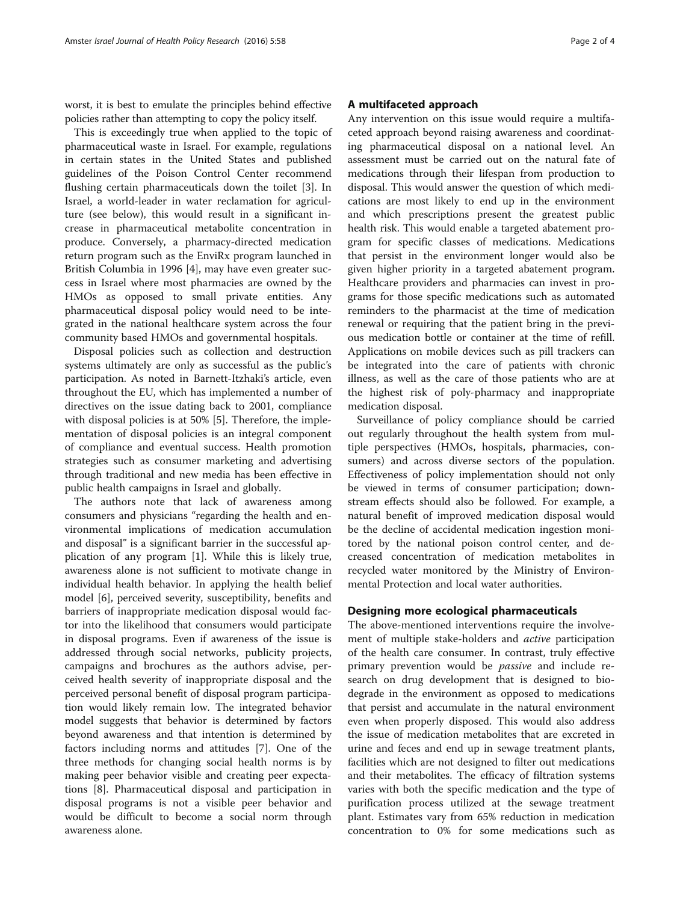worst, it is best to emulate the principles behind effective policies rather than attempting to copy the policy itself.

This is exceedingly true when applied to the topic of pharmaceutical waste in Israel. For example, regulations in certain states in the United States and published guidelines of the Poison Control Center recommend flushing certain pharmaceuticals down the toilet [3]. In Israel, a world-leader in water reclamation for agriculture (see below), this would result in a significant increase in pharmaceutical metabolite concentration in produce. Conversely, a pharmacy-directed medication return program such as the EnviRx program launched in British Columbia in 1996 [4], may have even greater success in Israel where most pharmacies are owned by the HMOs as opposed to small private entities. Any pharmaceutical disposal policy would need to be integrated in the national healthcare system across the four community based HMOs and governmental hospitals.

Disposal policies such as collection and destruction systems ultimately are only as successful as the public's participation. As noted in Barnett-Itzhaki's article, even throughout the EU, which has implemented a number of directives on the issue dating back to 2001, compliance with disposal policies is at 50% [5]. Therefore, the implementation of disposal policies is an integral component of compliance and eventual success. Health promotion strategies such as consumer marketing and advertising through traditional and new media has been effective in public health campaigns in Israel and globally.

The authors note that lack of awareness among consumers and physicians "regarding the health and environmental implications of medication accumulation and disposal" is a significant barrier in the successful application of any program [1]. While this is likely true, awareness alone is not sufficient to motivate change in individual health behavior. In applying the health belief model [6], perceived severity, susceptibility, benefits and barriers of inappropriate medication disposal would factor into the likelihood that consumers would participate in disposal programs. Even if awareness of the issue is addressed through social networks, publicity projects, campaigns and brochures as the authors advise, perceived health severity of inappropriate disposal and the perceived personal benefit of disposal program participation would likely remain low. The integrated behavior model suggests that behavior is determined by factors beyond awareness and that intention is determined by factors including norms and attitudes [7]. One of the three methods for changing social health norms is by making peer behavior visible and creating peer expectations [8]. Pharmaceutical disposal and participation in disposal programs is not a visible peer behavior and would be difficult to become a social norm through awareness alone.

## A multifaceted approach

Any intervention on this issue would require a multifaceted approach beyond raising awareness and coordinating pharmaceutical disposal on a national level. An assessment must be carried out on the natural fate of medications through their lifespan from production to disposal. This would answer the question of which medications are most likely to end up in the environment and which prescriptions present the greatest public health risk. This would enable a targeted abatement program for specific classes of medications. Medications that persist in the environment longer would also be given higher priority in a targeted abatement program. Healthcare providers and pharmacies can invest in programs for those specific medications such as automated reminders to the pharmacist at the time of medication renewal or requiring that the patient bring in the previous medication bottle or container at the time of refill. Applications on mobile devices such as pill trackers can be integrated into the care of patients with chronic illness, as well as the care of those patients who are at the highest risk of poly-pharmacy and inappropriate medication disposal.

Surveillance of policy compliance should be carried out regularly throughout the health system from multiple perspectives (HMOs, hospitals, pharmacies, consumers) and across diverse sectors of the population. Effectiveness of policy implementation should not only be viewed in terms of consumer participation; downstream effects should also be followed. For example, a natural benefit of improved medication disposal would be the decline of accidental medication ingestion monitored by the national poison control center, and decreased concentration of medication metabolites in recycled water monitored by the Ministry of Environmental Protection and local water authorities.

## Designing more ecological pharmaceuticals

The above-mentioned interventions require the involvement of multiple stake-holders and *active* participation of the health care consumer. In contrast, truly effective primary prevention would be *passive* and include research on drug development that is designed to biodegrade in the environment as opposed to medications that persist and accumulate in the natural environment even when properly disposed. This would also address the issue of medication metabolites that are excreted in urine and feces and end up in sewage treatment plants, facilities which are not designed to filter out medications and their metabolites. The efficacy of filtration systems varies with both the specific medication and the type of purification process utilized at the sewage treatment plant. Estimates vary from 65% reduction in medication concentration to 0% for some medications such as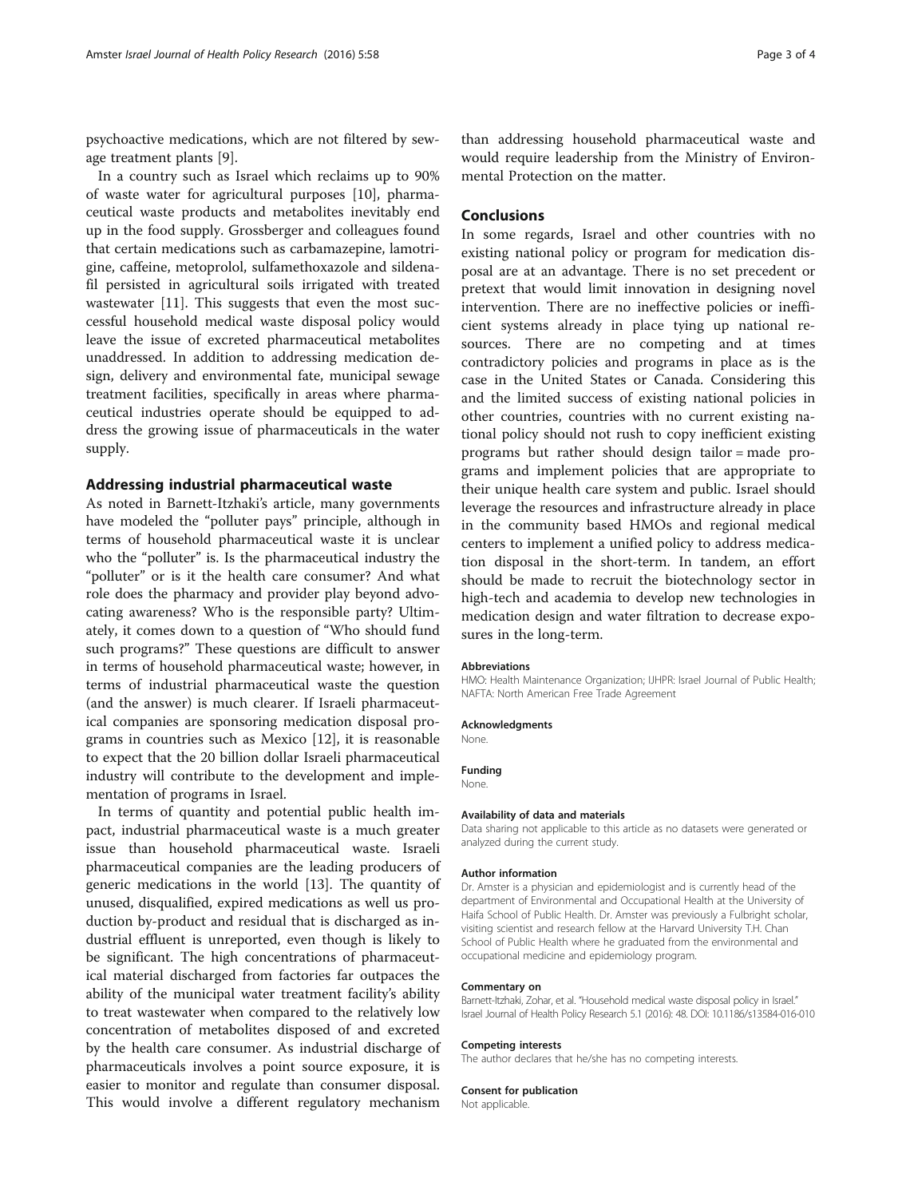psychoactive medications, which are not filtered by sewage treatment plants [9].

In a country such as Israel which reclaims up to 90% of waste water for agricultural purposes [10], pharmaceutical waste products and metabolites inevitably end up in the food supply. Grossberger and colleagues found that certain medications such as carbamazepine, lamotrigine, caffeine, metoprolol, sulfamethoxazole and sildenafil persisted in agricultural soils irrigated with treated wastewater [11]. This suggests that even the most successful household medical waste disposal policy would leave the issue of excreted pharmaceutical metabolites unaddressed. In addition to addressing medication design, delivery and environmental fate, municipal sewage treatment facilities, specifically in areas where pharmaceutical industries operate should be equipped to address the growing issue of pharmaceuticals in the water supply.

## Addressing industrial pharmaceutical waste

As noted in Barnett-Itzhaki's article, many governments have modeled the "polluter pays" principle, although in terms of household pharmaceutical waste it is unclear who the "polluter" is. Is the pharmaceutical industry the "polluter" or is it the health care consumer? And what role does the pharmacy and provider play beyond advocating awareness? Who is the responsible party? Ultimately, it comes down to a question of "Who should fund such programs?" These questions are difficult to answer in terms of household pharmaceutical waste; however, in terms of industrial pharmaceutical waste the question (and the answer) is much clearer. If Israeli pharmaceutical companies are sponsoring medication disposal programs in countries such as Mexico [12], it is reasonable to expect that the 20 billion dollar Israeli pharmaceutical industry will contribute to the development and implementation of programs in Israel.

In terms of quantity and potential public health impact, industrial pharmaceutical waste is a much greater issue than household pharmaceutical waste. Israeli pharmaceutical companies are the leading producers of generic medications in the world [13]. The quantity of unused, disqualified, expired medications as well us production by-product and residual that is discharged as industrial effluent is unreported, even though is likely to be significant. The high concentrations of pharmaceutical material discharged from factories far outpaces the ability of the municipal water treatment facility's ability to treat wastewater when compared to the relatively low concentration of metabolites disposed of and excreted by the health care consumer. As industrial discharge of pharmaceuticals involves a point source exposure, it is easier to monitor and regulate than consumer disposal. This would involve a different regulatory mechanism than addressing household pharmaceutical waste and would require leadership from the Ministry of Environmental Protection on the matter.

## Conclusions

In some regards, Israel and other countries with no existing national policy or program for medication disposal are at an advantage. There is no set precedent or pretext that would limit innovation in designing novel intervention. There are no ineffective policies or inefficient systems already in place tying up national resources. There are no competing and at times contradictory policies and programs in place as is the case in the United States or Canada. Considering this and the limited success of existing national policies in other countries, countries with no current existing national policy should not rush to copy inefficient existing programs but rather should design tailor = made programs and implement policies that are appropriate to their unique health care system and public. Israel should leverage the resources and infrastructure already in place in the community based HMOs and regional medical centers to implement a unified policy to address medication disposal in the short-term. In tandem, an effort should be made to recruit the biotechnology sector in high-tech and academia to develop new technologies in medication design and water filtration to decrease exposures in the long-term.

#### Abbreviations

HMO: Health Maintenance Organization; IJHPR: Israel Journal of Public Health; NAFTA: North American Free Trade Agreement

#### Acknowledgments

None.

#### Funding

None.

#### Availability of data and materials

Data sharing not applicable to this article as no datasets were generated or analyzed during the current study.

#### Author information

Dr. Amster is a physician and epidemiologist and is currently head of the department of Environmental and Occupational Health at the University of Haifa School of Public Health. Dr. Amster was previously a Fulbright scholar, visiting scientist and research fellow at the Harvard University T.H. Chan School of Public Health where he graduated from the environmental and occupational medicine and epidemiology program.

#### Commentary on

Barnett-Itzhaki, Zohar, et al. "Household medical waste disposal policy in Israel." Israel Journal of Health Policy Research 5.1 (2016): 48. DOI: 10.1186/s13584-016-010

#### Competing interests

The author declares that he/she has no competing interests.

#### Consent for publication

Not applicable.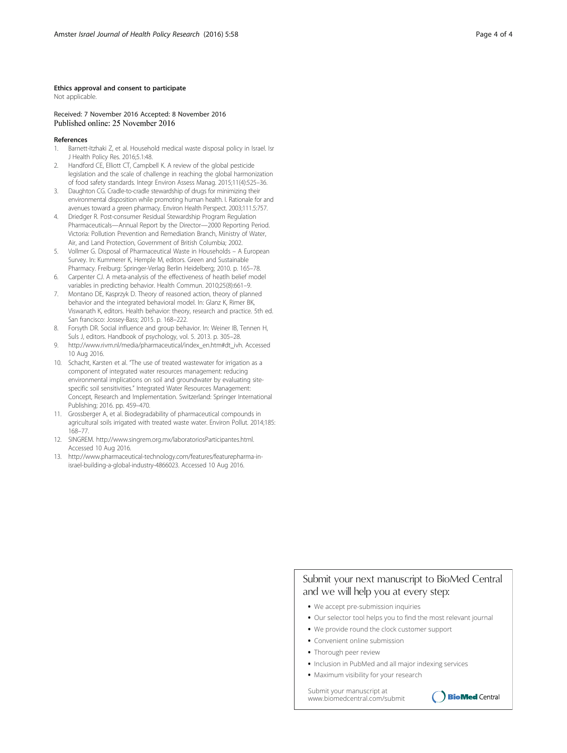**Ethics approval and consent to participate**

Not applicable.

Received: 7 November 2016 Accepted: 8 November 2016
Published online: 25 November 2016

**References**

1. Barnett-Itzhaki Z, et al. Household medical waste disposal policy in Israel. Isr J Health Policy Res. 2016;5.1:48.
2. Handford CE, Elliott CT, Campbell K. A review of the global pesticide legislation and the scale of challenge in reaching the global harmonization of food safety standards. Integr Environ Assess Manag. 2015;11(4):525–36.
3. Daughton CG. Cradle-to-cradle stewardship of drugs for minimizing their environmental disposition while promoting human health. I. Rationale for and avenues toward a green pharmacy. Environ Health Perspect. 2003;111.5:757.
4. Driedger R. Post-consumer Residual Stewardship Program Regulation Pharmaceuticals—Annual Report by the Director—2000 Reporting Period. Victoria: Pollution Prevention and Remediation Branch, Ministry of Water, Air, and Land Protection, Government of British Columbia; 2002.
5. Vollmer G. Disposal of Pharmaceutical Waste in Households – A European Survey. In: Kummerer K, Hemple M, editors. Green and Sustainable Pharmacy. Freiburg: Springer-Verlag Berlin Heidelberg; 2010. p. 165–78.
6. Carpenter CJ. A meta-analysis of the effectiveness of heatlh belief model variables in predicting behavior. Health Commun. 2010;25(8):661–9.
7. Montano DE, Kasprzyk D. Theory of reasoned action, theory of planned behavior and the integrated behavioral model. In: Glanz K, Rimer BK, Viswanath K, editors. Health behavior: theory, research and practice. 5th ed. San francisco: Jossey-Bass; 2015. p. 168–222.
8. Forsyth DR. Social influence and group behavior. In: Weiner IB, Tennen H, Suls J, editors. Handbook of psychology, vol. 5. 2013. p. 305–28.
9. http://www.rivm.nl/media/pharmaceutical/index_en.htm#dt_ivh. Accessed 10 Aug 2016.
10. Schacht, Karsten et al. "The use of treated wastewater for irrigation as a component of integrated water resources management: reducing environmental implications on soil and groundwater by evaluating site-specific soil sensitivities." Integrated Water Resources Management: Concept, Research and Implementation. Switzerland: Springer International Publishing; 2016. pp. 459–470.
11. Grossberger A, et al. Biodegradability of pharmaceutical compounds in agricultural soils irrigated with treated waste water. Environ Pollut. 2014;185: 168–77.
12. SINGREM. http://www.singrem.org.mx/laboratoriosParticipantes.html. Accessed 10 Aug 2016.
13. http://www.pharmaceutical-technology.com/features/featurepharma-in-israel-building-a-global-industry-4866023. Accessed 10 Aug 2016.

Submit your next manuscript to BioMed Central and we will help you at every step:

- We accept pre-submission inquiries
- Our selector tool helps you to find the most relevant journal
- We provide round the clock customer support
- Convenient online submission
- Thorough peer review
- Inclusion in PubMed and all major indexing services
- Maximum visibility for your research

Submit your manuscript at www.biomedcentral.com/submit

BioMed Central